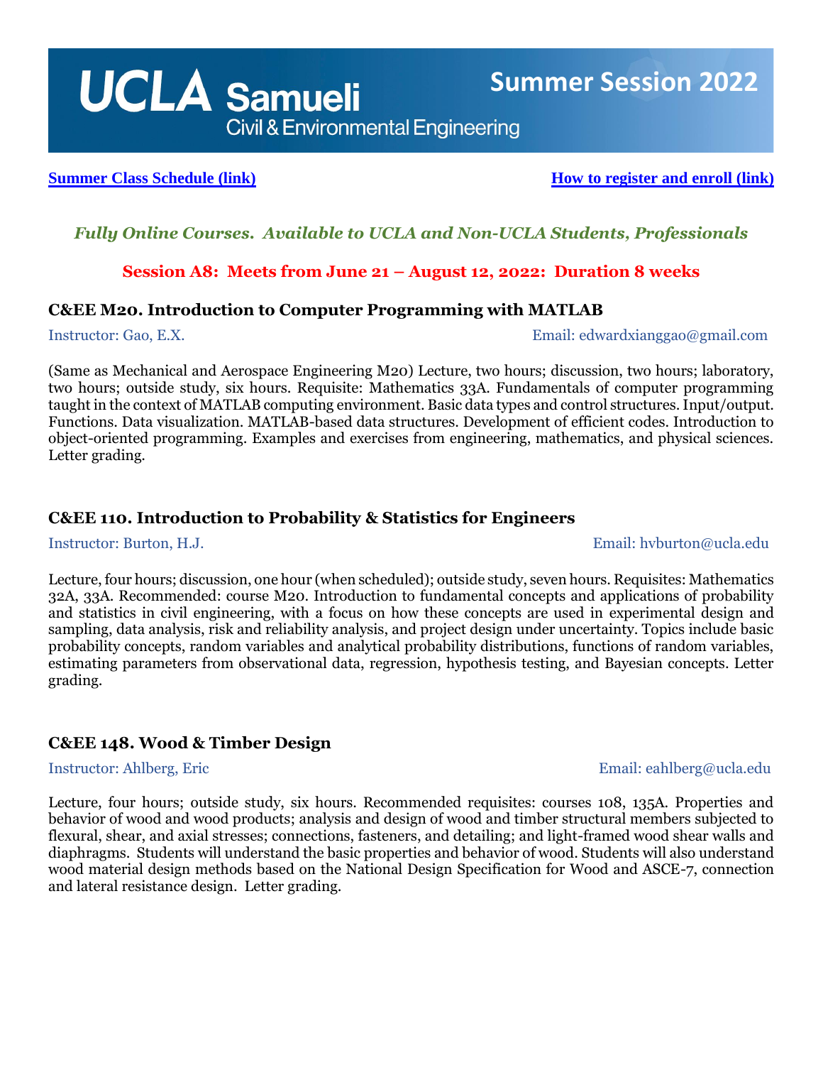# UCLA Samueli Civil & Environmental Engineering

## Summer Session 2022

[Summer Class Schedule (link)](#) [How to register and enroll (link)](#)

*Fully Online Courses. Available to UCLA and Non-UCLA Students, Professionals*

**Session A8: Meets from June 21 – August 12, 2022: Duration 8 weeks**

### C&EE M20. Introduction to Computer Programming with MATLAB

Instructor: Gao, E.X. Email: edwardxianggao@gmail.com

(Same as Mechanical and Aerospace Engineering M20) Lecture, two hours; discussion, two hours; laboratory, two hours; outside study, six hours. Requisite: Mathematics 33A. Fundamentals of computer programming taught in the context of MATLAB computing environment. Basic data types and control structures. Input/output. Functions. Data visualization. MATLAB-based data structures. Development of efficient codes. Introduction to object-oriented programming. Examples and exercises from engineering, mathematics, and physical sciences. Letter grading.

### C&EE 110. Introduction to Probability & Statistics for Engineers

Instructor: Burton, H.J. Email: hvburton@ucla.edu

Lecture, four hours; discussion, one hour (when scheduled); outside study, seven hours. Requisites: Mathematics 32A, 33A. Recommended: course M20. Introduction to fundamental concepts and applications of probability and statistics in civil engineering, with a focus on how these concepts are used in experimental design and sampling, data analysis, risk and reliability analysis, and project design under uncertainty. Topics include basic probability concepts, random variables and analytical probability distributions, functions of random variables, estimating parameters from observational data, regression, hypothesis testing, and Bayesian concepts. Letter grading.

### C&EE 148. Wood & Timber Design

Instructor: Ahlberg, Eric Email: eahlberg@ucla.edu

Lecture, four hours; outside study, six hours. Recommended requisites: courses 108, 135A. Properties and behavior of wood and wood products; analysis and design of wood and timber structural members subjected to flexural, shear, and axial stresses; connections, fasteners, and detailing; and light-framed wood shear walls and diaphragms. Students will understand the basic properties and behavior of wood. Students will also understand wood material design methods based on the National Design Specification for Wood and ASCE-7, connection and lateral resistance design. Letter grading.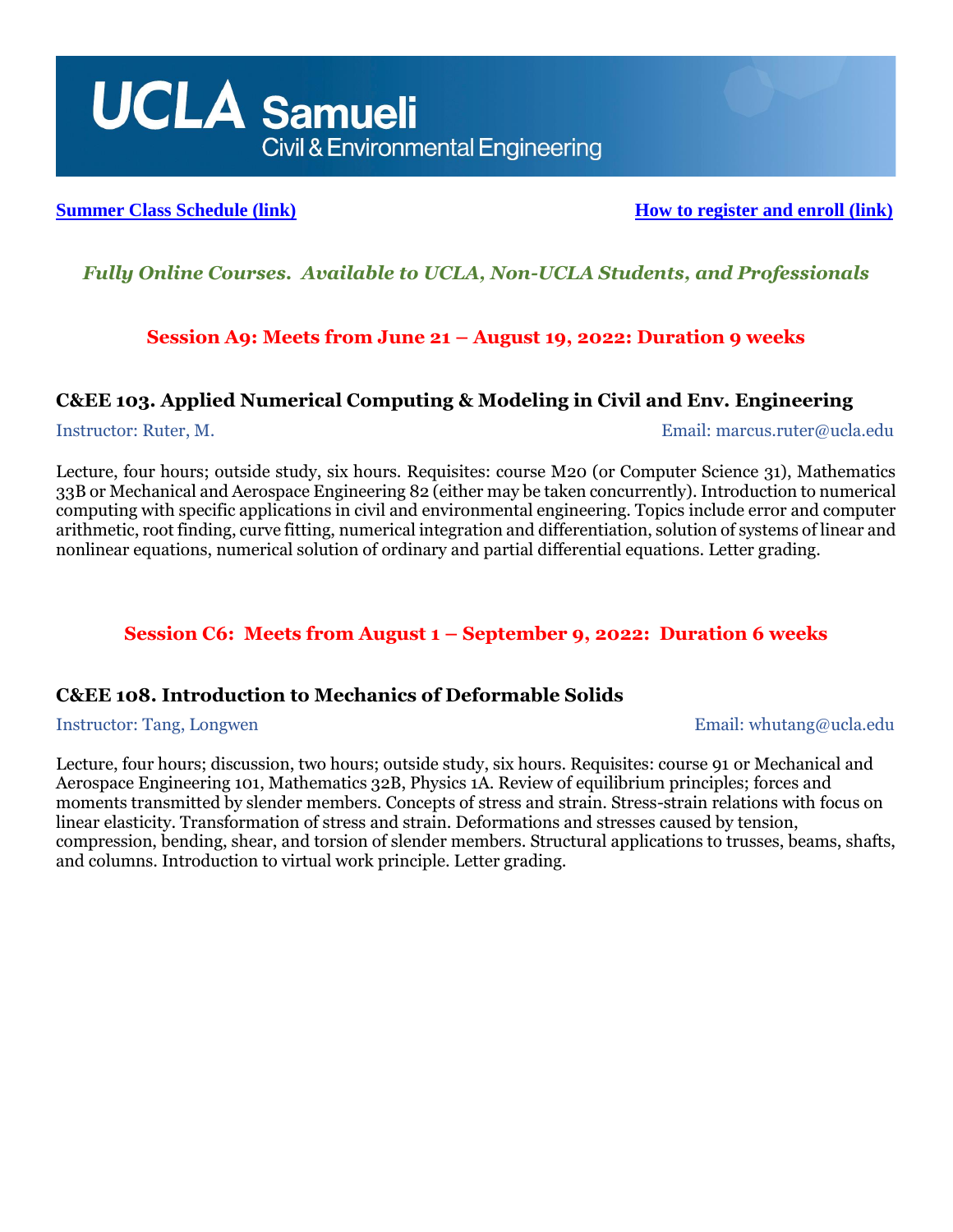# UCLA Samueli
Civil & Environmental Engineering

[Summer Class Schedule (link)](#) [How to register and enroll (link)](#)

***Fully Online Courses. Available to UCLA, Non-UCLA Students, and Professionals***

## Session A9: Meets from June 21 – August 19, 2022: Duration 9 weeks

### C&EE 103. Applied Numerical Computing & Modeling in Civil and Env. Engineering

Instructor: Ruter, M. Email: marcus.ruter@ucla.edu

Lecture, four hours; outside study, six hours. Requisites: course M20 (or Computer Science 31), Mathematics 33B or Mechanical and Aerospace Engineering 82 (either may be taken concurrently). Introduction to numerical computing with specific applications in civil and environmental engineering. Topics include error and computer arithmetic, root finding, curve fitting, numerical integration and differentiation, solution of systems of linear and nonlinear equations, numerical solution of ordinary and partial differential equations. Letter grading.

## Session C6: Meets from August 1 – September 9, 2022: Duration 6 weeks

### C&EE 108. Introduction to Mechanics of Deformable Solids

Instructor: Tang, Longwen Email: whutang@ucla.edu

Lecture, four hours; discussion, two hours; outside study, six hours. Requisites: course 91 or Mechanical and Aerospace Engineering 101, Mathematics 32B, Physics 1A. Review of equilibrium principles; forces and moments transmitted by slender members. Concepts of stress and strain. Stress-strain relations with focus on linear elasticity. Transformation of stress and strain. Deformations and stresses caused by tension, compression, bending, shear, and torsion of slender members. Structural applications to trusses, beams, shafts, and columns. Introduction to virtual work principle. Letter grading.